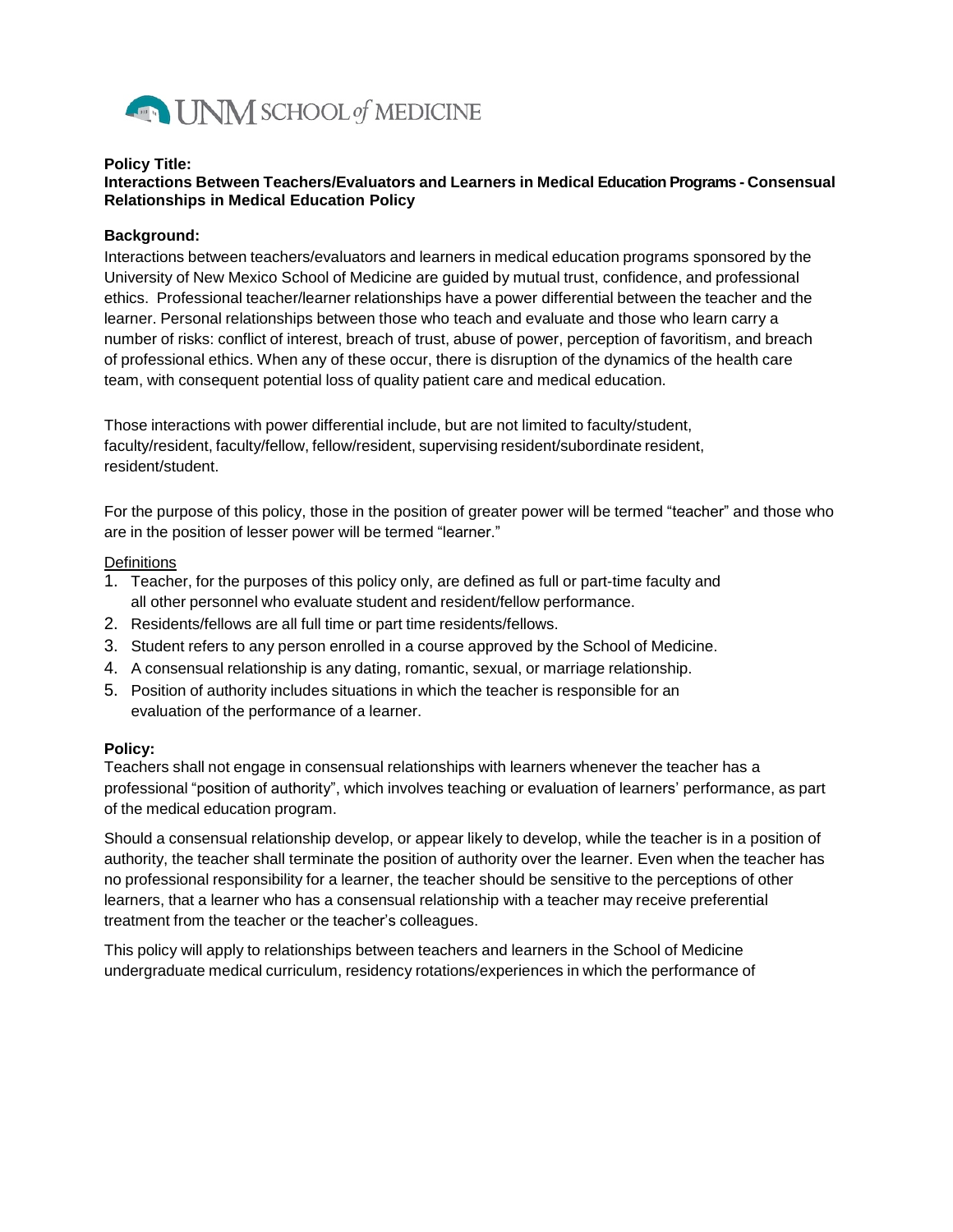**Policy Title:**
**Interactions Between Teachers/Evaluators and Learners in Medical Education Programs - Consensual Relationships in Medical Education Policy**

**Background:**
Interactions between teachers/evaluators and learners in medical education programs sponsored by the University of New Mexico School of Medicine are guided by mutual trust, confidence, and professional ethics. Professional teacher/learner relationships have a power differential between the teacher and the learner. Personal relationships between those who teach and evaluate and those who learn carry a number of risks: conflict of interest, breach of trust, abuse of power, perception of favoritism, and breach of professional ethics. When any of these occur, there is disruption of the dynamics of the health care team, with consequent potential loss of quality patient care and medical education.

Those interactions with power differential include, but are not limited to faculty/student, faculty/resident, faculty/fellow, fellow/resident, supervising resident/subordinate resident, resident/student.

For the purpose of this policy, those in the position of greater power will be termed "teacher" and those who are in the position of lesser power will be termed "learner."

Definitions

1. Teacher, for the purposes of this policy only, are defined as full or part-time faculty and all other personnel who evaluate student and resident/fellow performance.
2. Residents/fellows are all full time or part time residents/fellows.
3. Student refers to any person enrolled in a course approved by the School of Medicine.
4. A consensual relationship is any dating, romantic, sexual, or marriage relationship.
5. Position of authority includes situations in which the teacher is responsible for an evaluation of the performance of a learner.

**Policy:**
Teachers shall not engage in consensual relationships with learners whenever the teacher has a professional "position of authority", which involves teaching or evaluation of learners' performance, as part of the medical education program.

Should a consensual relationship develop, or appear likely to develop, while the teacher is in a position of authority, the teacher shall terminate the position of authority over the learner. Even when the teacher has no professional responsibility for a learner, the teacher should be sensitive to the perceptions of other learners, that a learner who has a consensual relationship with a teacher may receive preferential treatment from the teacher or the teacher's colleagues.

This policy will apply to relationships between teachers and learners in the School of Medicine undergraduate medical curriculum, residency rotations/experiences in which the performance of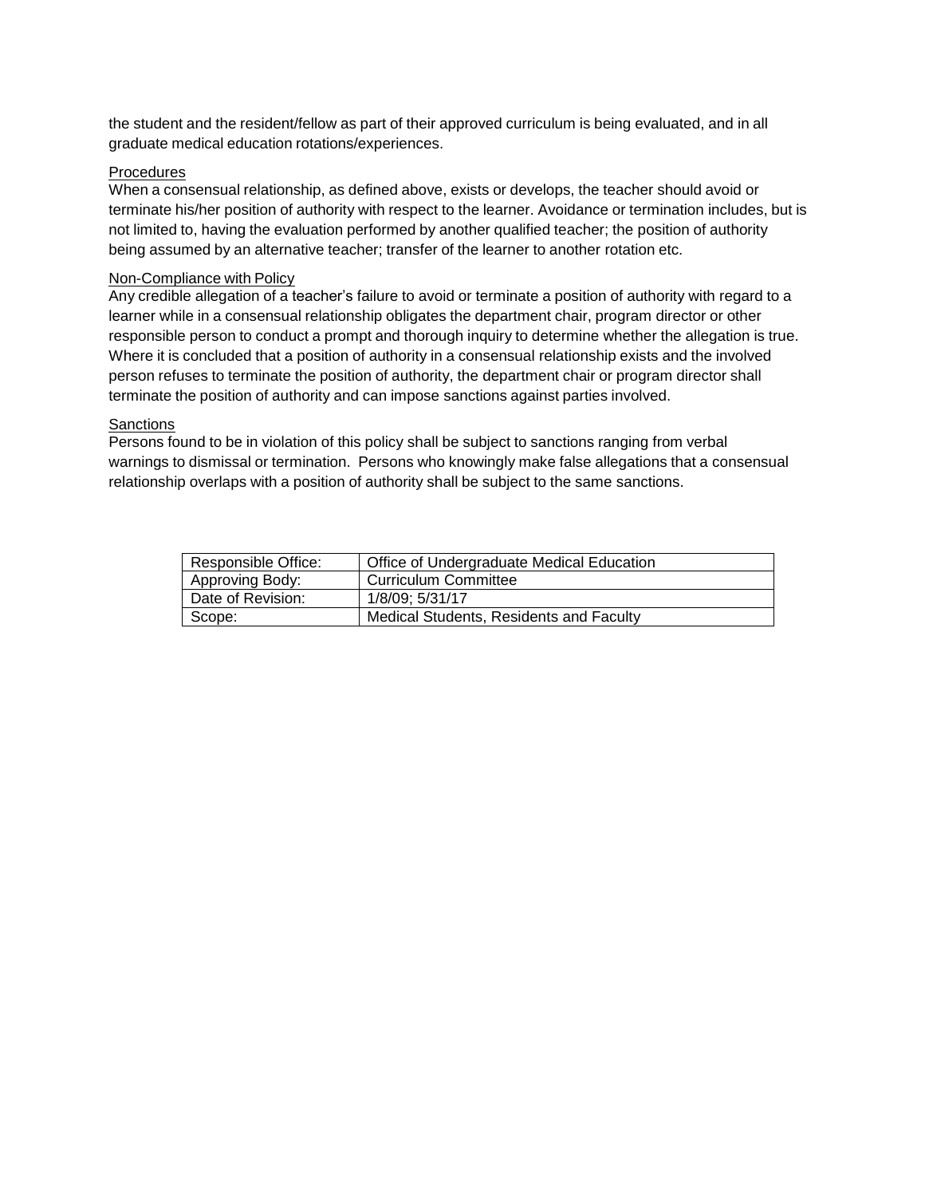the student and the resident/fellow as part of their approved curriculum is being evaluated, and in all graduate medical education rotations/experiences.

## Procedures

When a consensual relationship, as defined above, exists or develops, the teacher should avoid or terminate his/her position of authority with respect to the learner. Avoidance or termination includes, but is not limited to, having the evaluation performed by another qualified teacher; the position of authority being assumed by an alternative teacher; transfer of the learner to another rotation etc.

## Non-Compliance with Policy

Any credible allegation of a teacher's failure to avoid or terminate a position of authority with regard to a learner while in a consensual relationship obligates the department chair, program director or other responsible person to conduct a prompt and thorough inquiry to determine whether the allegation is true. Where it is concluded that a position of authority in a consensual relationship exists and the involved person refuses to terminate the position of authority, the department chair or program director shall terminate the position of authority and can impose sanctions against parties involved.

## Sanctions

Persons found to be in violation of this policy shall be subject to sanctions ranging from verbal warnings to dismissal or termination. Persons who knowingly make false allegations that a consensual relationship overlaps with a position of authority shall be subject to the same sanctions.

| | |
|---|---|
| Responsible Office: | Office of Undergraduate Medical Education |
| Approving Body: | Curriculum Committee |
| Date of Revision: | 1/8/09; 5/31/17 |
| Scope: | Medical Students, Residents and Faculty |